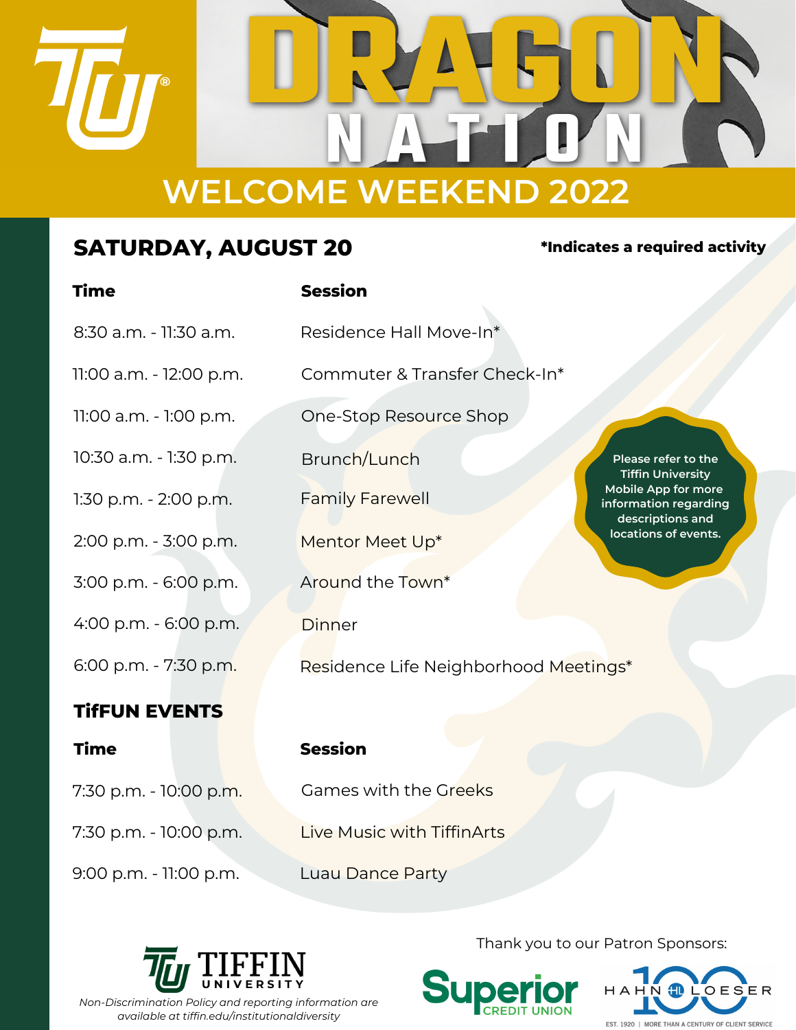# DRAGON NATION

## WELCOME WEEKEND 2022

### SATURDAY, AUGUST 20

**\*Indicates a required activity**

| **Time** | **Session** |
|---|---|
| 8:30 a.m. - 11:30 a.m. | Residence Hall Move-In* |
| 11:00 a.m. - 12:00 p.m. | Commuter & Transfer Check-In* |
| 11:00 a.m. - 1:00 p.m. | One-Stop Resource Shop |
| 10:30 a.m. - 1:30 p.m. | Brunch/Lunch |
| 1:30 p.m. - 2:00 p.m. | Family Farewell |
| 2:00 p.m. - 3:00 p.m. | Mentor Meet Up* |
| 3:00 p.m. - 6:00 p.m. | Around the Town* |
| 4:00 p.m. - 6:00 p.m. | Dinner |
| 6:00 p.m. - 7:30 p.m. | Residence Life Neighborhood Meetings* |

Please refer to the Tiffin University Mobile App for more information regarding descriptions and locations of events.

### TifFUN EVENTS

| **Time** | **Session** |
|---|---|
| 7:30 p.m. - 10:00 p.m. | Games with the Greeks |
| 7:30 p.m. - 10:00 p.m. | Live Music with TiffinArts |
| 9:00 p.m. - 11:00 p.m. | Luau Dance Party |

TIFFIN UNIVERSITY

*Non-Discrimination Policy and reporting information are available at tiffin.edu/institutionaldiversity*

Thank you to our Patron Sponsors:

Superior Credit Union

Hahn Loeser — EST. 1920 | MORE THAN A CENTURY OF CLIENT SERVICE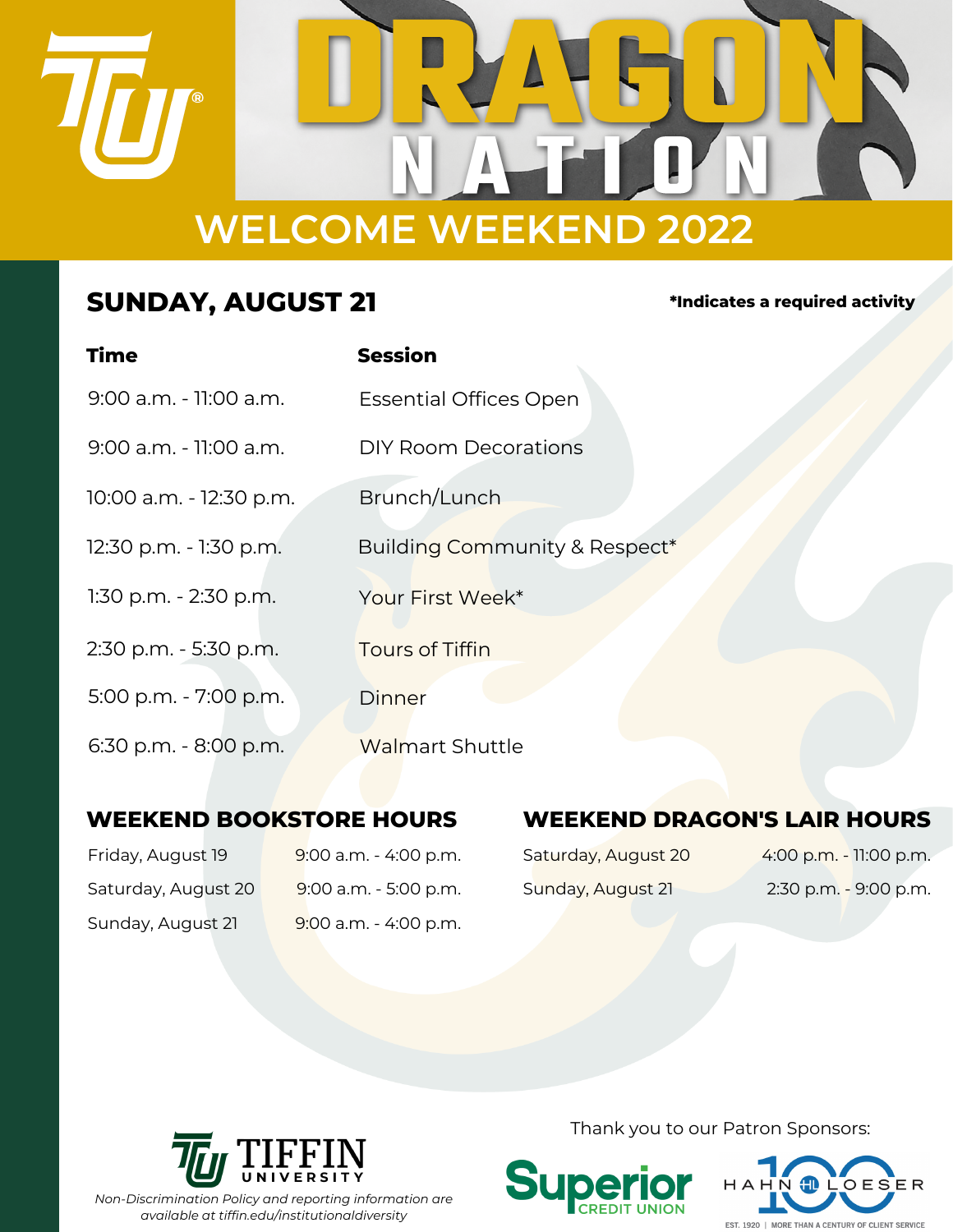# DRAGON NATION

## WELCOME WEEKEND 2022

### SUNDAY, AUGUST 21

**\*Indicates a required activity**

| Time | Session |
|---|---|
| 9:00 a.m. - 11:00 a.m. | Essential Offices Open |
| 9:00 a.m. - 11:00 a.m. | DIY Room Decorations |
| 10:00 a.m. - 12:30 p.m. | Brunch/Lunch |
| 12:30 p.m. - 1:30 p.m. | Building Community & Respect* |
| 1:30 p.m. - 2:30 p.m. | Your First Week* |
| 2:30 p.m. - 5:30 p.m. | Tours of Tiffin |
| 5:00 p.m. - 7:00 p.m. | Dinner |
| 6:30 p.m. - 8:00 p.m. | Walmart Shuttle |

### WEEKEND BOOKSTORE HOURS

| | |
|---|---|
| Friday, August 19 | 9:00 a.m. - 4:00 p.m. |
| Saturday, August 20 | 9:00 a.m. - 5:00 p.m. |
| Sunday, August 21 | 9:00 a.m. - 4:00 p.m. |

### WEEKEND DRAGON'S LAIR HOURS

| | |
|---|---|
| Saturday, August 20 | 4:00 p.m. - 11:00 p.m. |
| Sunday, August 21 | 2:30 p.m. - 9:00 p.m. |

TIFFIN UNIVERSITY

*Non-Discrimination Policy and reporting information are available at tiffin.edu/institutionaldiversity*

Thank you to our Patron Sponsors:

Superior CREDIT UNION

HAHN LOESER 100 EST. 1920 | MORE THAN A CENTURY OF CLIENT SERVICE